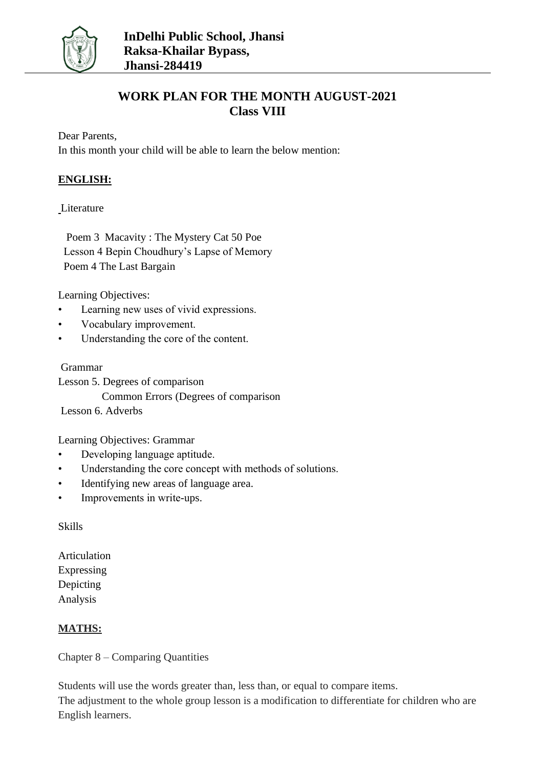**InDelhi Public School, Jhansi**
**Raksa-Khailar Bypass,**
**Jhansi-284419**

# WORK PLAN FOR THE MONTH AUGUST-2021
## Class VIII

Dear Parents,
In this month your child will be able to learn the below mention:

**ENGLISH:**

Literature

Poem 3 Macavity : The Mystery Cat 50 Poe
Lesson 4 Bepin Choudhury's Lapse of Memory
Poem 4 The Last Bargain

Learning Objectives:

- Learning new uses of vivid expressions.
- Vocabulary improvement.
- Understanding the core of the content.

Grammar
Lesson 5. Degrees of comparison
Common Errors (Degrees of comparison
Lesson 6. Adverbs

Learning Objectives: Grammar

- Developing language aptitude.
- Understanding the core concept with methods of solutions.
- Identifying new areas of language area.
- Improvements in write-ups.

Skills

Articulation
Expressing
Depicting
Analysis

**MATHS:**

Chapter 8 – Comparing Quantities

Students will use the words greater than, less than, or equal to compare items.
The adjustment to the whole group lesson is a modification to differentiate for children who are English learners.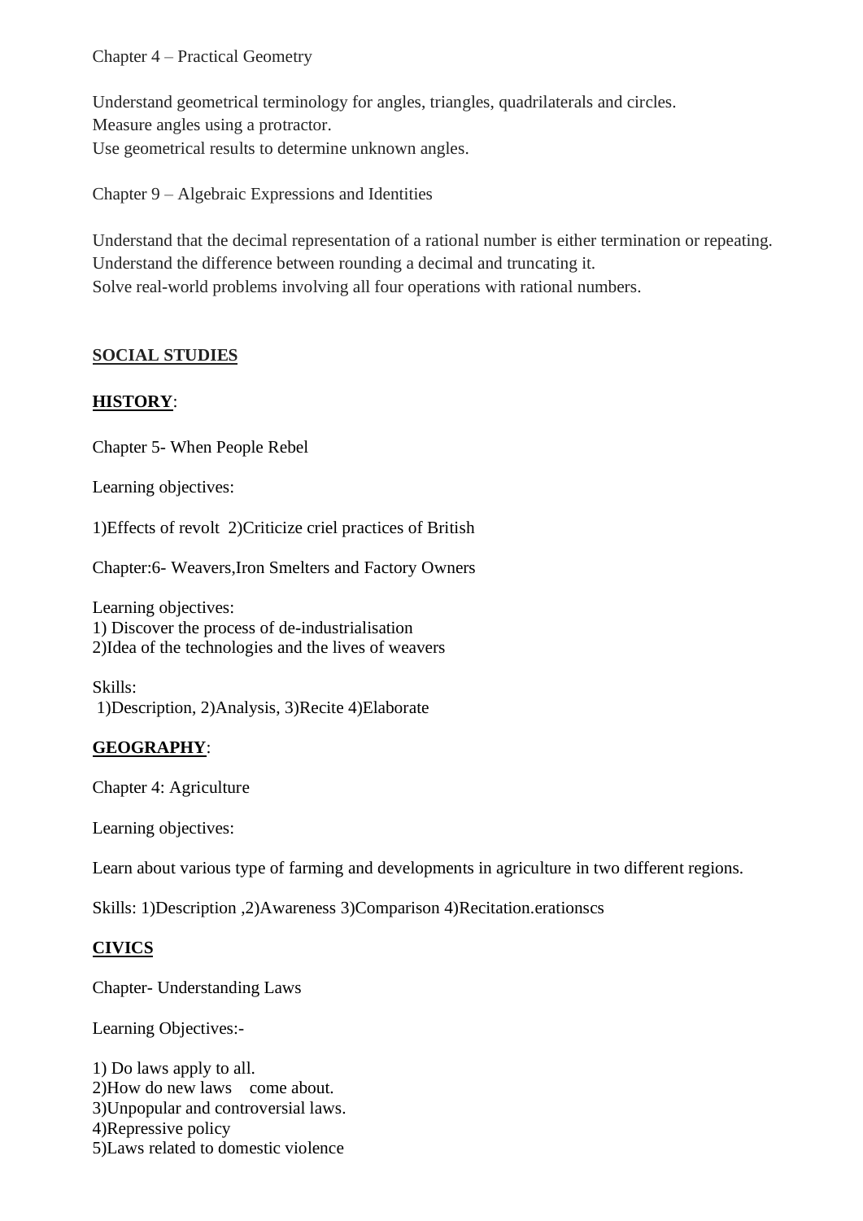Chapter 4 – Practical Geometry

Understand geometrical terminology for angles, triangles, quadrilaterals and circles.
Measure angles using a protractor.
Use geometrical results to determine unknown angles.

Chapter 9 – Algebraic Expressions and Identities

Understand that the decimal representation of a rational number is either termination or repeating.
Understand the difference between rounding a decimal and truncating it.
Solve real-world problems involving all four operations with rational numbers.

## <u>**SOCIAL STUDIES**</u>

### <u>**HISTORY**</u>:

Chapter 5- When People Rebel

Learning objectives:

1)Effects of revolt 2)Criticize criel practices of British

Chapter:6- Weavers,Iron Smelters and Factory Owners

Learning objectives:
1) Discover the process of de-industrialisation
2)Idea of the technologies and the lives of weavers

Skills:
1)Description, 2)Analysis, 3)Recite 4)Elaborate

### <u>**GEOGRAPHY**</u>:

Chapter 4: Agriculture

Learning objectives:

Learn about various type of farming and developments in agriculture in two different regions.

Skills: 1)Description ,2)Awareness 3)Comparison 4)Recitation.erationscs

### <u>**CIVICS**</u>

Chapter- Understanding Laws

Learning Objectives:-

1) Do laws apply to all.
2)How do new laws come about.
3)Unpopular and controversial laws.
4)Repressive policy
5)Laws related to domestic violence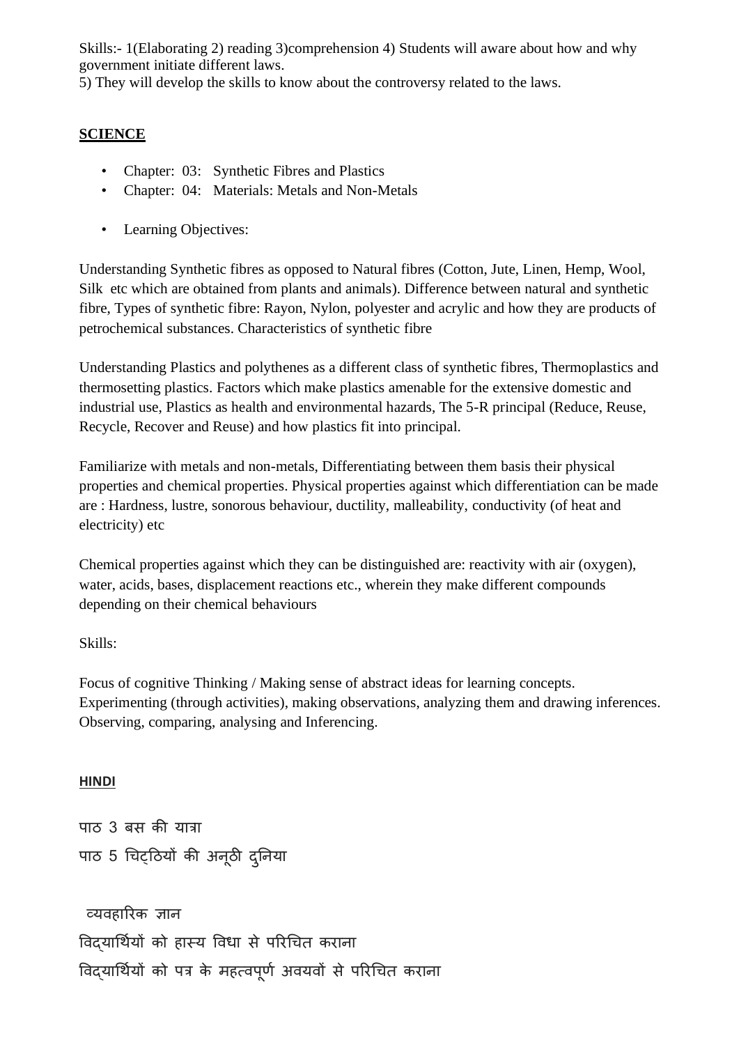Skills:- 1(Elaborating 2) reading 3)comprehension 4) Students will aware about how and why government initiate different laws.
5) They will develop the skills to know about the controversy related to the laws.

## SCIENCE

- Chapter: 03: Synthetic Fibres and Plastics
- Chapter: 04: Materials: Metals and Non-Metals

- Learning Objectives:

Understanding Synthetic fibres as opposed to Natural fibres (Cotton, Jute, Linen, Hemp, Wool, Silk etc which are obtained from plants and animals). Difference between natural and synthetic fibre, Types of synthetic fibre: Rayon, Nylon, polyester and acrylic and how they are products of petrochemical substances. Characteristics of synthetic fibre

Understanding Plastics and polythenes as a different class of synthetic fibres, Thermoplastics and thermosetting plastics. Factors which make plastics amenable for the extensive domestic and industrial use, Plastics as health and environmental hazards, The 5-R principal (Reduce, Reuse, Recycle, Recover and Reuse) and how plastics fit into principal.

Familiarize with metals and non-metals, Differentiating between them basis their physical properties and chemical properties. Physical properties against which differentiation can be made are : Hardness, lustre, sonorous behaviour, ductility, malleability, conductivity (of heat and electricity) etc

Chemical properties against which they can be distinguished are: reactivity with air (oxygen), water, acids, bases, displacement reactions etc., wherein they make different compounds depending on their chemical behaviours

Skills:

Focus of cognitive Thinking / Making sense of abstract ideas for learning concepts.
Experimenting (through activities), making observations, analyzing them and drawing inferences.
Observing, comparing, analysing and Inferencing.

## HINDI

पाठ 3 बस की यात्रा
पाठ 5 चिट्ठियों की अनूठी दुनिया

व्यवहारिक ज्ञान
विद्यार्थियों को हास्य विधा से परिचित कराना
विद्यार्थियों को पत्र के महत्वपूर्ण अवयवों से परिचित कराना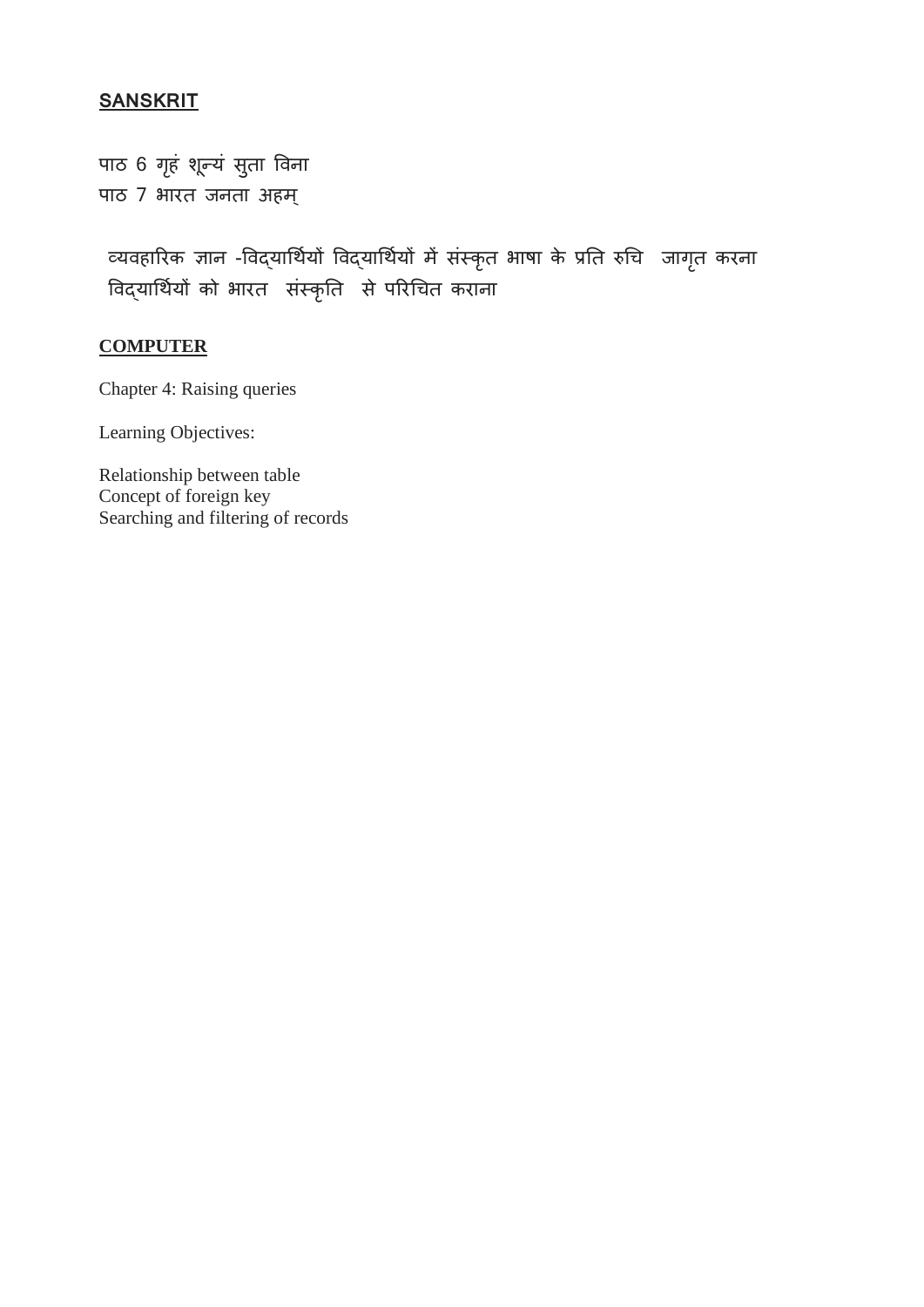**SANSKRIT**

पाठ 6 गृहं शून्यं सुता विना
पाठ 7 भारत जनता अहम्

व्यवहारिक ज्ञान -विद्यार्थियों विद्यार्थियों में संस्कृत भाषा के प्रति रुचि जागृत करना
विद्यार्थियों को भारत संस्कृति से परिचित कराना

**COMPUTER**

Chapter 4: Raising queries

Learning Objectives:

Relationship between table
Concept of foreign key
Searching and filtering of records